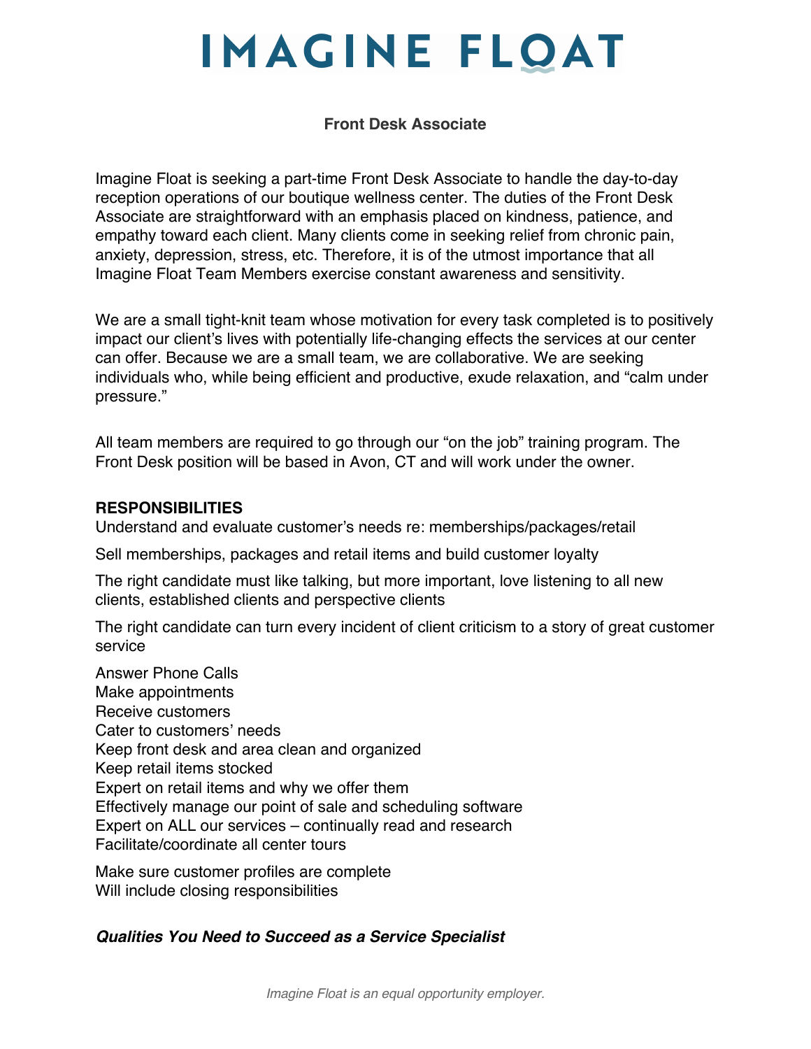# IMAGINE FLOAT

## Front Desk Associate

Imagine Float is seeking a part-time Front Desk Associate to handle the day-to-day reception operations of our boutique wellness center. The duties of the Front Desk Associate are straightforward with an emphasis placed on kindness, patience, and empathy toward each client. Many clients come in seeking relief from chronic pain, anxiety, depression, stress, etc. Therefore, it is of the utmost importance that all Imagine Float Team Members exercise constant awareness and sensitivity.

We are a small tight-knit team whose motivation for every task completed is to positively impact our client's lives with potentially life-changing effects the services at our center can offer. Because we are a small team, we are collaborative. We are seeking individuals who, while being efficient and productive, exude relaxation, and "calm under pressure."

All team members are required to go through our "on the job" training program. The Front Desk position will be based in Avon, CT and will work under the owner.

**RESPONSIBILITIES**

Understand and evaluate customer's needs re: memberships/packages/retail

Sell memberships, packages and retail items and build customer loyalty

The right candidate must like talking, but more important, love listening to all new clients, established clients and perspective clients

The right candidate can turn every incident of client criticism to a story of great customer service

Answer Phone Calls
Make appointments
Receive customers
Cater to customers' needs
Keep front desk and area clean and organized
Keep retail items stocked
Expert on retail items and why we offer them
Effectively manage our point of sale and scheduling software
Expert on ALL our services – continually read and research
Facilitate/coordinate all center tours

Make sure customer profiles are complete
Will include closing responsibilities

***Qualities You Need to Succeed as a Service Specialist***

*Imagine Float is an equal opportunity employer.*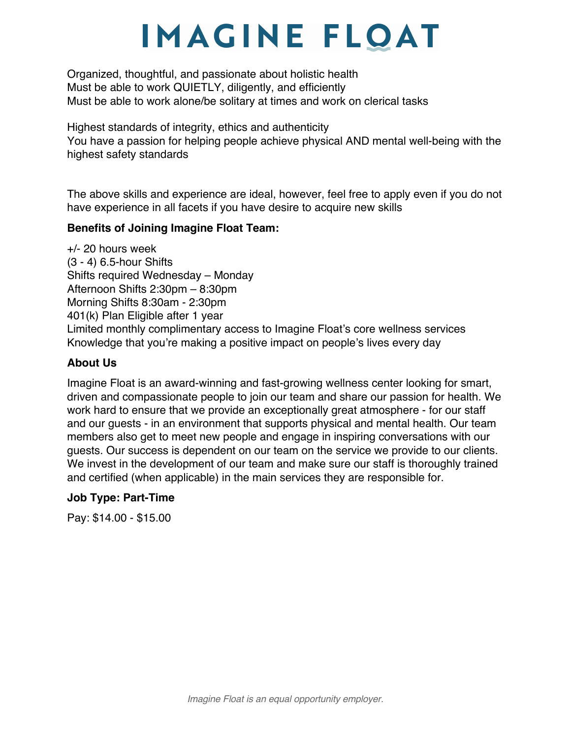# IMAGINE FLOAT

Organized, thoughtful, and passionate about holistic health
Must be able to work QUIETLY, diligently, and efficiently
Must be able to work alone/be solitary at times and work on clerical tasks

Highest standards of integrity, ethics and authenticity
You have a passion for helping people achieve physical AND mental well-being with the highest safety standards

The above skills and experience are ideal, however, feel free to apply even if you do not have experience in all facets if you have desire to acquire new skills

**Benefits of Joining Imagine Float Team:**

+/- 20 hours week
(3 - 4) 6.5-hour Shifts
Shifts required Wednesday – Monday
Afternoon Shifts 2:30pm – 8:30pm
Morning Shifts 8:30am - 2:30pm
401(k) Plan Eligible after 1 year
Limited monthly complimentary access to Imagine Float's core wellness services
Knowledge that you're making a positive impact on people's lives every day

**About Us**

Imagine Float is an award-winning and fast-growing wellness center looking for smart, driven and compassionate people to join our team and share our passion for health. We work hard to ensure that we provide an exceptionally great atmosphere - for our staff and our guests - in an environment that supports physical and mental health. Our team members also get to meet new people and engage in inspiring conversations with our guests. Our success is dependent on our team on the service we provide to our clients. We invest in the development of our team and make sure our staff is thoroughly trained and certified (when applicable) in the main services they are responsible for.

**Job Type: Part-Time**

Pay: $14.00 - $15.00

*Imagine Float is an equal opportunity employer.*